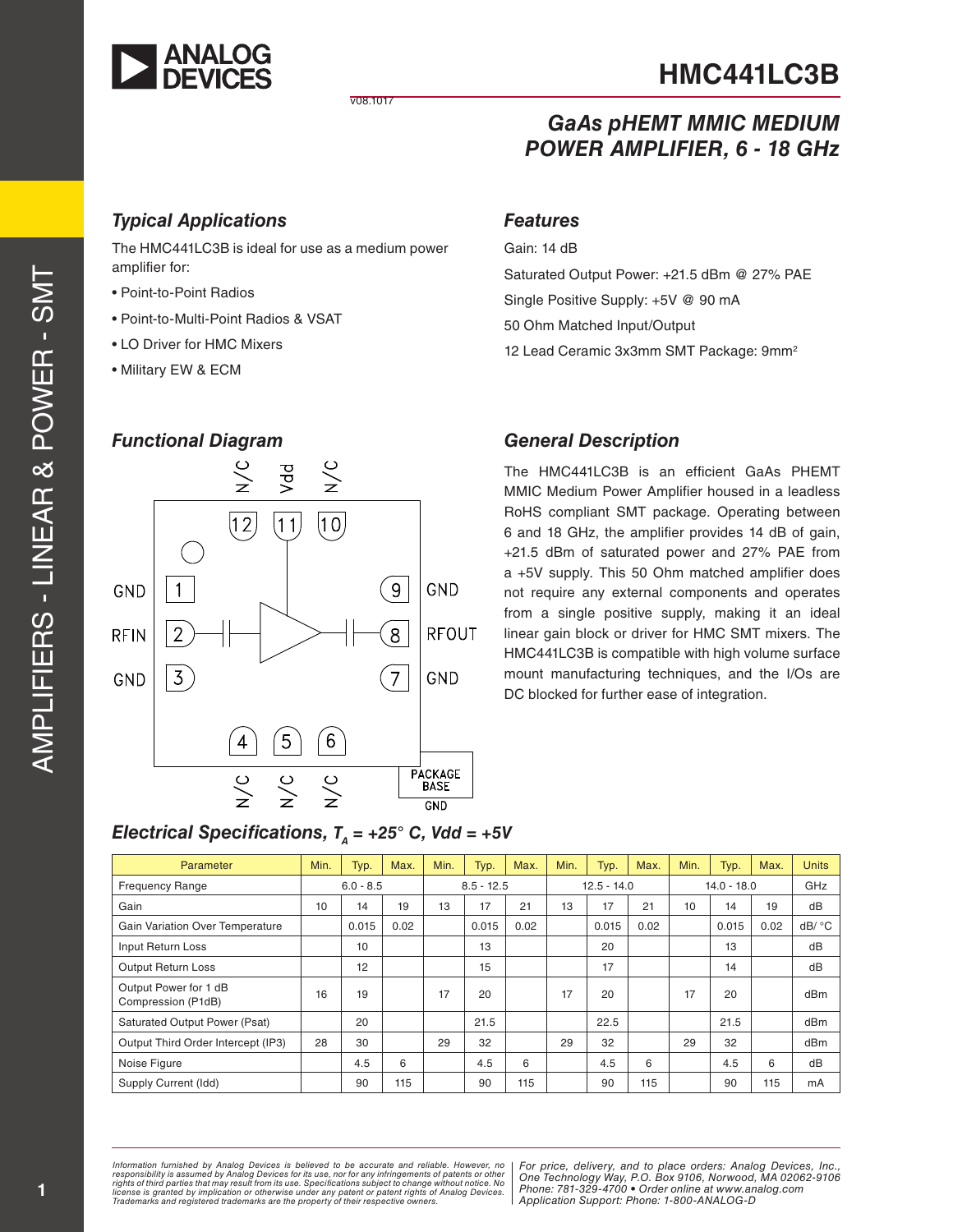# HMC441LC3B

v08.1017

## GaAs pHEMT MMIC MEDIUM POWER AMPLIFIER, 6 - 18 GHz

### Typical Applications

The HMC441LC3B is ideal for use as a medium power amplifier for:

- Point-to-Point Radios
- Point-to-Multi-Point Radios & VSAT
- LO Driver for HMC Mixers
- Military EW & ECM

### Features

Gain: 14 dB

Saturated Output Power: +21.5 dBm @ 27% PAE

Single Positive Supply: +5V @ 90 mA

50 Ohm Matched Input/Output

12 Lead Ceramic 3x3mm SMT Package: 9mm²

### Functional Diagram

N/C 12, Vdd 11, N/C 10

GND 1, RFIN 2, GND 3

GND 9, RFOUT 8, GND 7

N/C 4, N/C 5, N/C 6

PACKAGE BASE GND

### General Description

The HMC441LC3B is an efficient GaAs PHEMT MMIC Medium Power Amplifier housed in a leadless RoHS compliant SMT package. Operating between 6 and 18 GHz, the amplifier provides 14 dB of gain, +21.5 dBm of saturated power and 27% PAE from a +5V supply. This 50 Ohm matched amplifier does not require any external components and operates from a single positive supply, making it an ideal linear gain block or driver for HMC SMT mixers. The HMC441LC3B is compatible with high volume surface mount manufacturing techniques, and the I/Os are DC blocked for further ease of integration.

### Electrical Specifications, $T_A$ = +25° C, Vdd = +5V

| Parameter | Min. | Typ. | Max. | Min. | Typ. | Max. | Min. | Typ. | Max. | Min. | Typ. | Max. | Units |
|---|---|---|---|---|---|---|---|---|---|---|---|---|---|
| Frequency Range | | 6.0 - 8.5 | | | 8.5 - 12.5 | | | 12.5 - 14.0 | | | 14.0 - 18.0 | | GHz |
| Gain | 10 | 14 | 19 | 13 | 17 | 21 | 13 | 17 | 21 | 10 | 14 | 19 | dB |
| Gain Variation Over Temperature | | 0.015 | 0.02 | | 0.015 | 0.02 | | 0.015 | 0.02 | | 0.015 | 0.02 | dB/ °C |
| Input Return Loss | | 10 | | | 13 | | | 20 | | | 13 | | dB |
| Output Return Loss | | 12 | | | 15 | | | 17 | | | 14 | | dB |
| Output Power for 1 dB Compression (P1dB) | 16 | 19 | | 17 | 20 | | 17 | 20 | | 17 | 20 | | dBm |
| Saturated Output Power (Psat) | | 20 | | | 21.5 | | | 22.5 | | | 21.5 | | dBm |
| Output Third Order Intercept (IP3) | 28 | 30 | | 29 | 32 | | 29 | 32 | | 29 | 32 | | dBm |
| Noise Figure | | 4.5 | 6 | | 4.5 | 6 | | 4.5 | 6 | | 4.5 | 6 | dB |
| Supply Current (Idd) | | 90 | 115 | | 90 | 115 | | 90 | 115 | | 90 | 115 | mA |

*Information furnished by Analog Devices is believed to be accurate and reliable. However, no responsibility is assumed by Analog Devices for its use, nor for any infringements of patents or other rights of third parties that may result from its use. Specifications subject to change without notice. No license is granted by implication or otherwise under any patent or patent rights of Analog Devices. Trademarks and registered trademarks are the property of their respective owners.*

*For price, delivery, and to place orders: Analog Devices, Inc., One Technology Way, P.O. Box 9106, Norwood, MA 02062-9106 Phone: 781-329-4700 • Order online at www.analog.com Application Support: Phone: 1-800-ANALOG-D*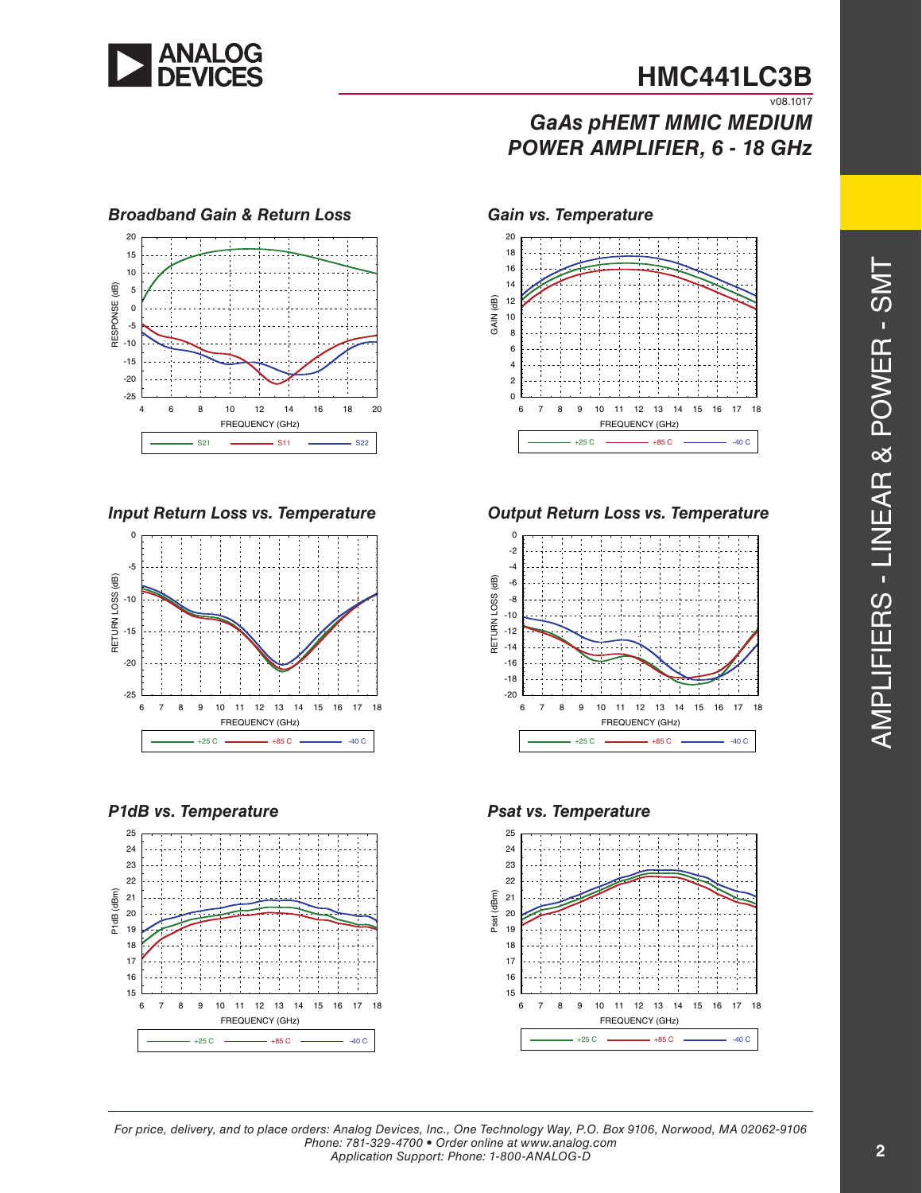## Broadband Gain & Return Loss

RESPONSE (dB) vs. FREQUENCY (GHz)

S21, S11, S22

## Gain vs. Temperature

GAIN (dB) vs. FREQUENCY (GHz)

+25 C, +85 C, -40 C

## Input Return Loss vs. Temperature

RETURN LOSS (dB) vs. FREQUENCY (GHz)

+25 C, +85 C, -40 C

## Output Return Loss vs. Temperature

RETURN LOSS (dB) vs. FREQUENCY (GHz)

+25 C, +85 C, -40 C

## P1dB vs. Temperature

P1dB (dBm) vs. FREQUENCY (GHz)

+25 C, +85 C, -40 C

## Psat vs. Temperature

Psat (dBm) vs. FREQUENCY (GHz)

+25 C, +85 C, -40 C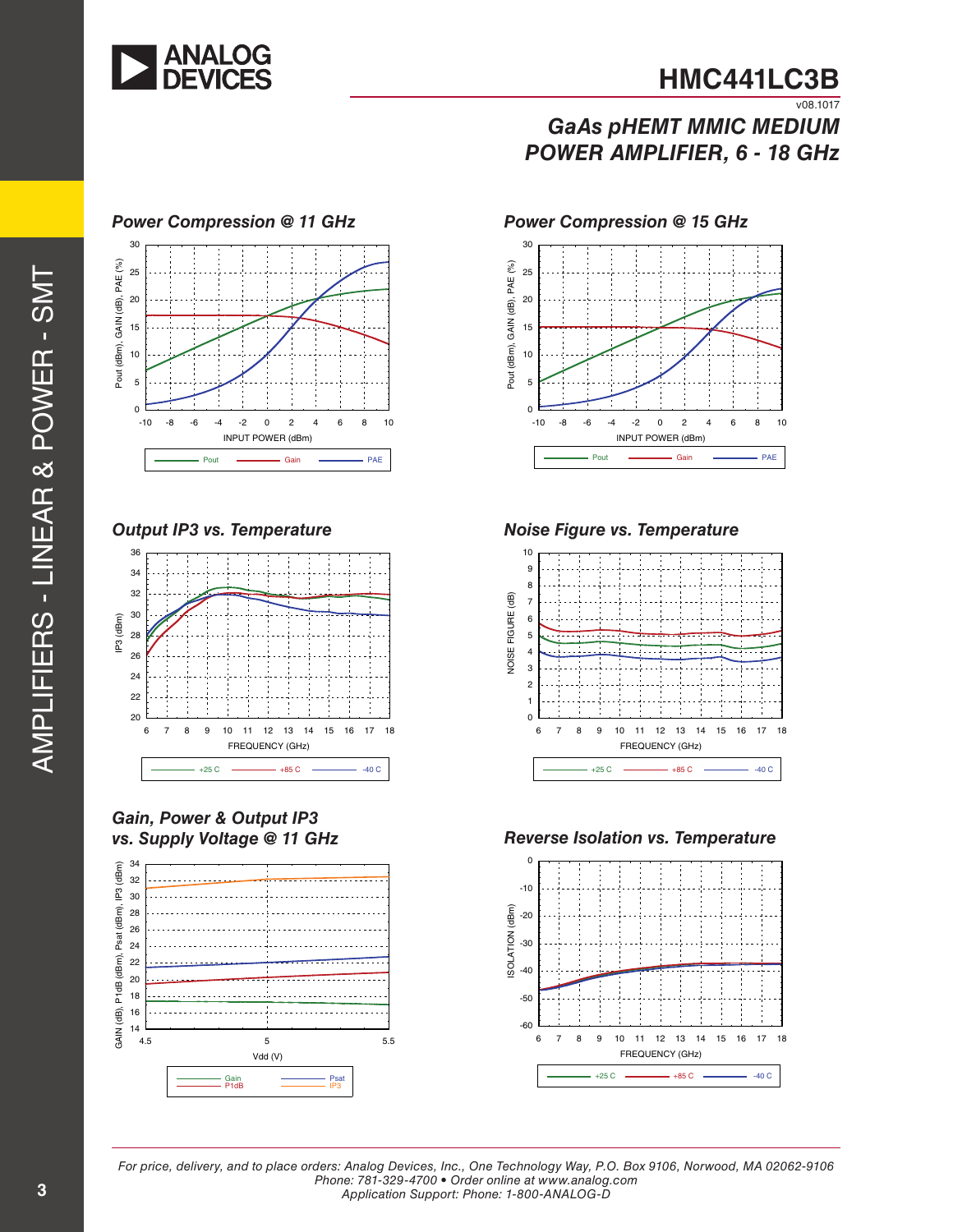## Power Compression @ 11 GHz

## Power Compression @ 15 GHz

## Output IP3 vs. Temperature

## Noise Figure vs. Temperature

## Gain, Power & Output IP3 vs. Supply Voltage @ 11 GHz

## Reverse Isolation vs. Temperature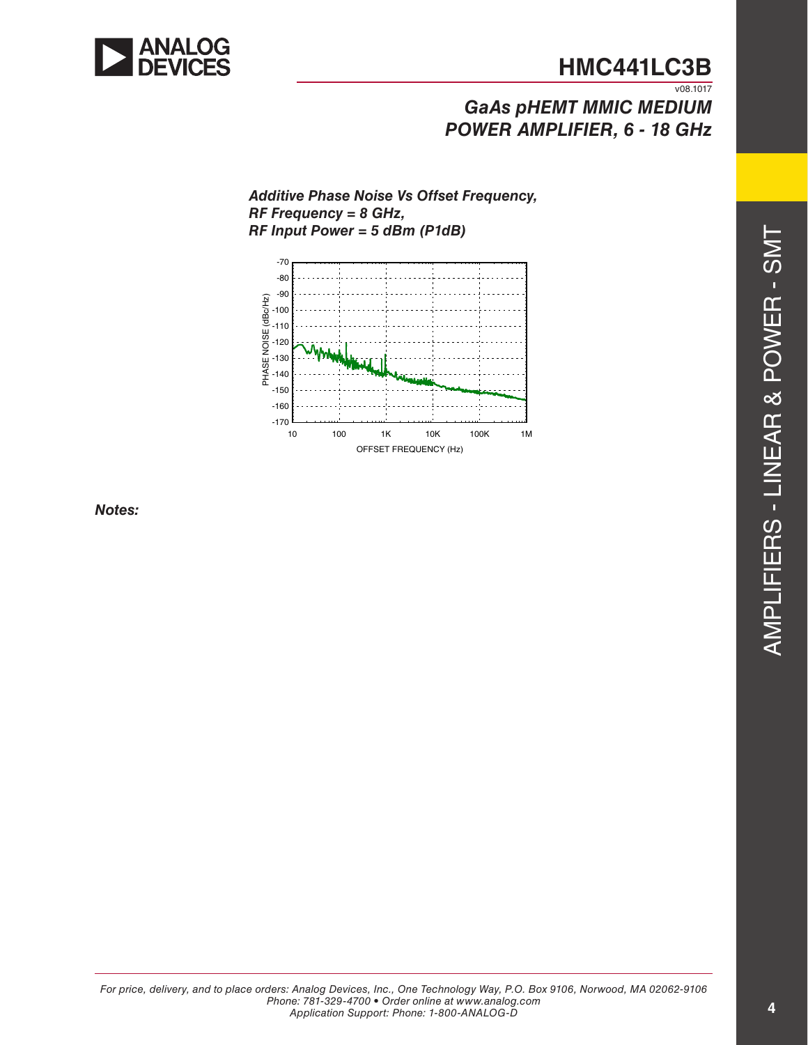### *Additive Phase Noise Vs Offset Frequency, RF Frequency = 8 GHz, RF Input Power = 5 dBm (P1dB)*

***Notes:***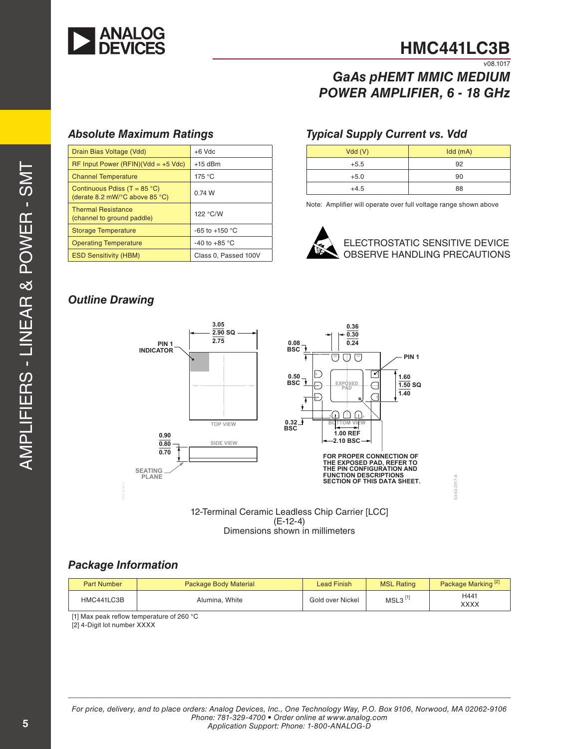## Absolute Maximum Ratings

| | |
|---|---|
| Drain Bias Voltage (Vdd) | +6 Vdc |
| RF Input Power (RFIN)(Vdd = +5 Vdc) | +15 dBm |
| Channel Temperature | 175 °C |
| Continuous Pdiss (T = 85 °C) (derate 8.2 mW/°C above 85 °C) | 0.74 W |
| Thermal Resistance (channel to ground paddle) | 122 °C/W |
| Storage Temperature | -65 to +150 °C |
| Operating Temperature | -40 to +85 °C |
| ESD Sensitivity (HBM) | Class 0, Passed 100V |

## Typical Supply Current vs. Vdd

| Vdd (V) | Idd (mA) |
|---|---|
| +5.5 | 92 |
| +5.0 | 90 |
| +4.5 | 88 |

Note: Amplifier will operate over full voltage range shown above

ELECTROSTATIC SENSITIVE DEVICE
OBSERVE HANDLING PRECAUTIONS

## Outline Drawing

PIN 1 INDICATOR

3.05 / 2.90 SQ / 2.75

TOP VIEW

SIDE VIEW

0.90 / 0.80 / 0.70

SEATING PLANE

0.36 / 0.30 / 0.24

0.08 BSC

0.50 BSC

0.32 BSC

EXPOSED PAD

PIN 1

1.60 / 1.50 SQ / 1.40

BOTTOM VIEW

1.00 REF

2.10 BSC

FOR PROPER CONNECTION OF THE EXPOSED PAD, REFER TO THE PIN CONFIGURATION AND FUNCTION DESCRIPTIONS SECTION OF THIS DATA SHEET.

12-Terminal Ceramic Leadless Chip Carrier [LCC]
(E-12-4)
Dimensions shown in millimeters

## Package Information

| Part Number | Package Body Material | Lead Finish | MSL Rating | Package Marking [2] |
|---|---|---|---|---|
| HMC441LC3B | Alumina, White | Gold over Nickel | MSL3 [1] | H441<br>XXXX |

[1] Max peak reflow temperature of 260 °C
[2] 4-Digit lot number XXXX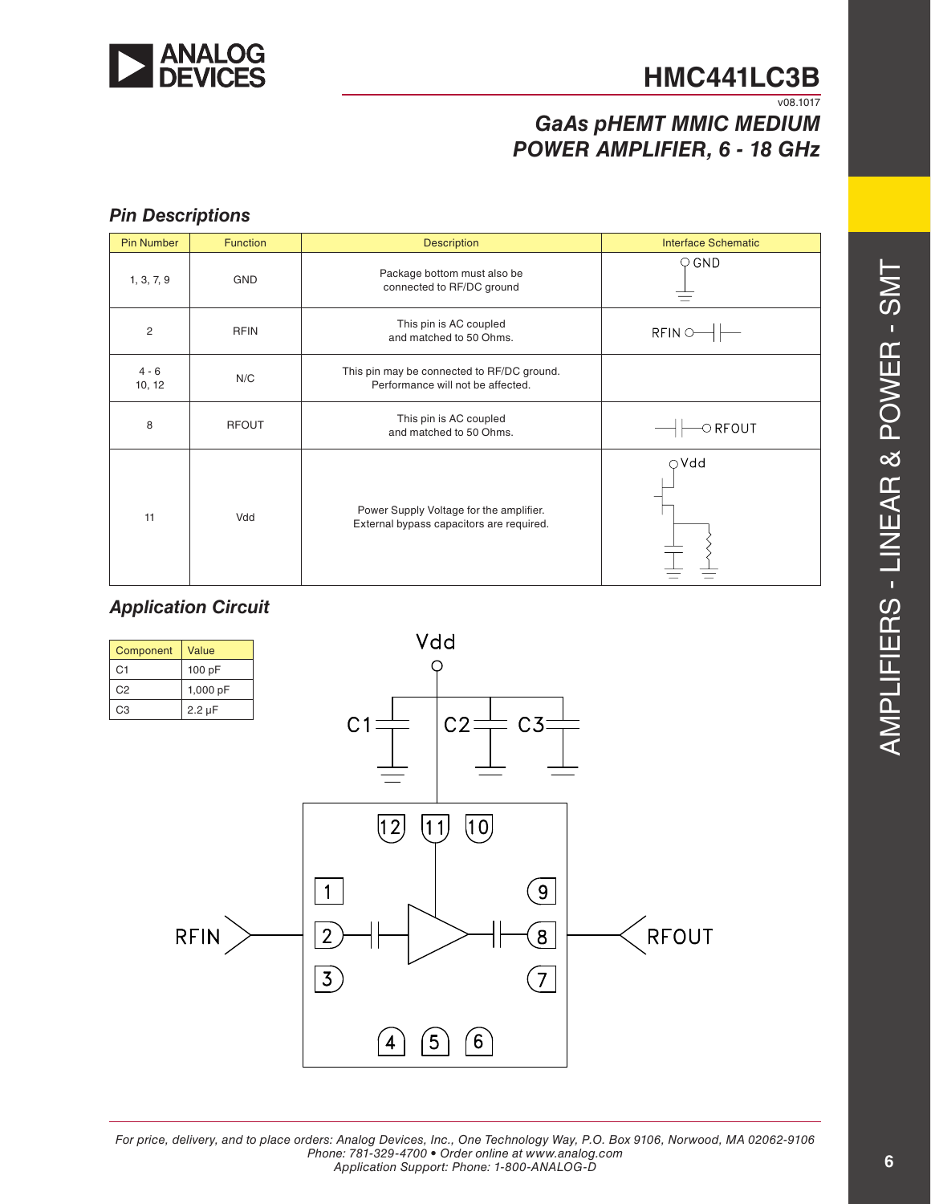# HMC441LC3B

v08.1017

## GaAs pHEMT MMIC MEDIUM POWER AMPLIFIER, 6 - 18 GHz

### Pin Descriptions

| Pin Number | Function | Description | Interface Schematic |
|---|---|---|---|
| 1, 3, 7, 9 | GND | Package bottom must also be connected to RF/DC ground | |
| 2 | RFIN | This pin is AC coupled and matched to 50 Ohms. | |
| 4 - 6<br>10, 12 | N/C | This pin may be connected to RF/DC ground. Performance will not be affected. | |
| 8 | RFOUT | This pin is AC coupled and matched to 50 Ohms. | |
| 11 | Vdd | Power Supply Voltage for the amplifier. External bypass capacitors are required. | |

### Application Circuit

| Component | Value |
|---|---|
| C1 | 100 pF |
| C2 | 1,000 pF |
| C3 | 2.2 µF |

AMPLIFIERS - LINEAR & POWER - SMT

For price, delivery, and to place orders: Analog Devices, Inc., One Technology Way, P.O. Box 9106, Norwood, MA 02062-9106
Phone: 781-329-4700 • Order online at www.analog.com
Application Support: Phone: 1-800-ANALOG-D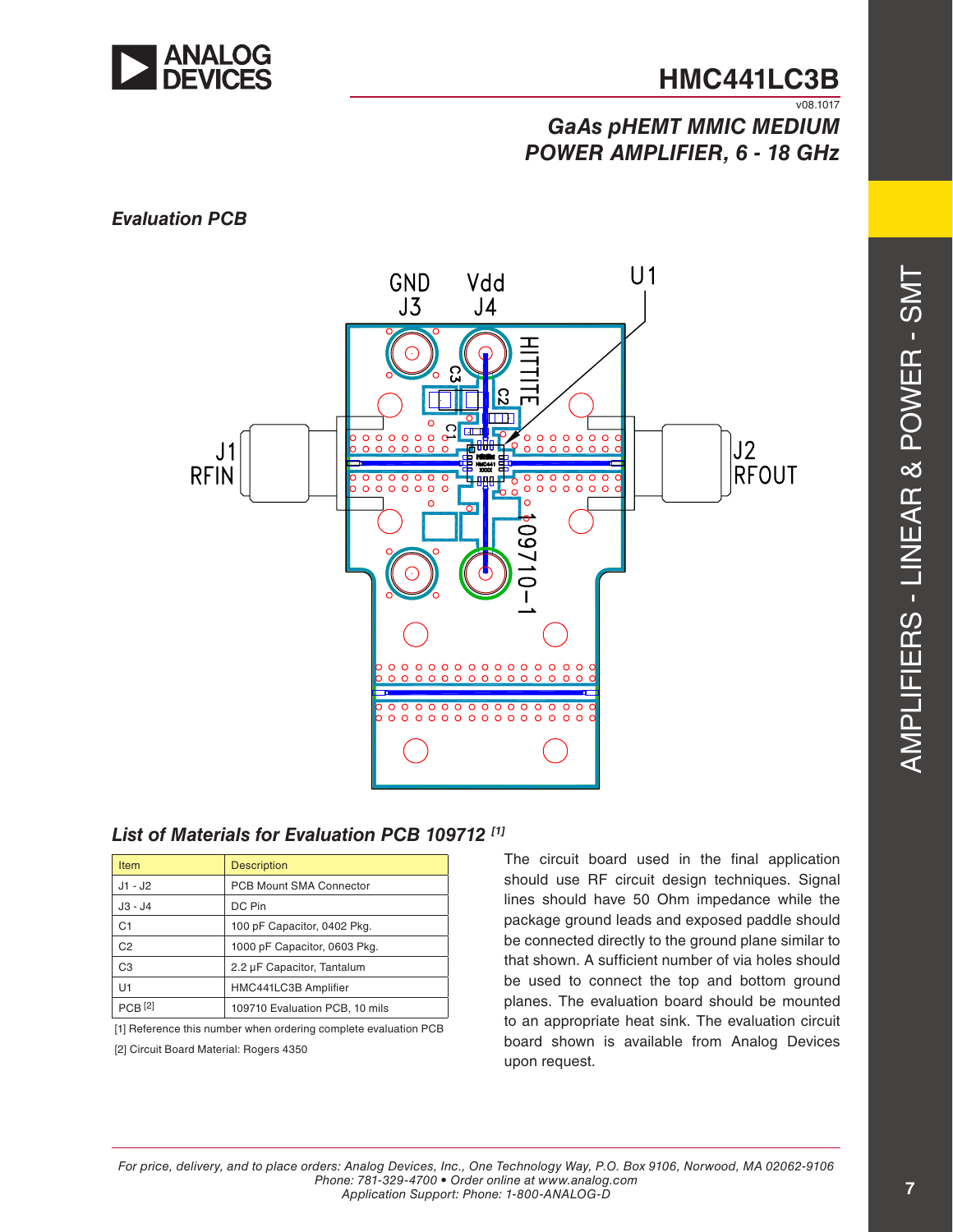# HMC441LC3B

v08.1017

## GaAs pHEMT MMIC MEDIUM POWER AMPLIFIER, 6 - 18 GHz

### Evaluation PCB

GND
J3
Vdd
J4
U1
J1
RFIN
J2
RFOUT
C1
C2
C3
HITTITE
109710-1

### List of Materials for Evaluation PCB 109712 [1]

| Item | Description |
|---|---|
| J1 - J2 | PCB Mount SMA Connector |
| J3 - J4 | DC Pin |
| C1 | 100 pF Capacitor, 0402 Pkg. |
| C2 | 1000 pF Capacitor, 0603 Pkg. |
| C3 | 2.2 µF Capacitor, Tantalum |
| U1 | HMC441LC3B Amplifier |
| PCB [2] | 109710 Evaluation PCB, 10 mils |

[1] Reference this number when ordering complete evaluation PCB

[2] Circuit Board Material: Rogers 4350

The circuit board used in the final application should use RF circuit design techniques. Signal lines should have 50 Ohm impedance while the package ground leads and exposed paddle should be connected directly to the ground plane similar to that shown. A sufficient number of via holes should be used to connect the top and bottom ground planes. The evaluation board should be mounted to an appropriate heat sink. The evaluation circuit board shown is available from Analog Devices upon request.

*For price, delivery, and to place orders: Analog Devices, Inc., One Technology Way, P.O. Box 9106, Norwood, MA 02062-9106*
*Phone: 781-329-4700 • Order online at www.analog.com*
*Application Support: Phone: 1-800-ANALOG-D*